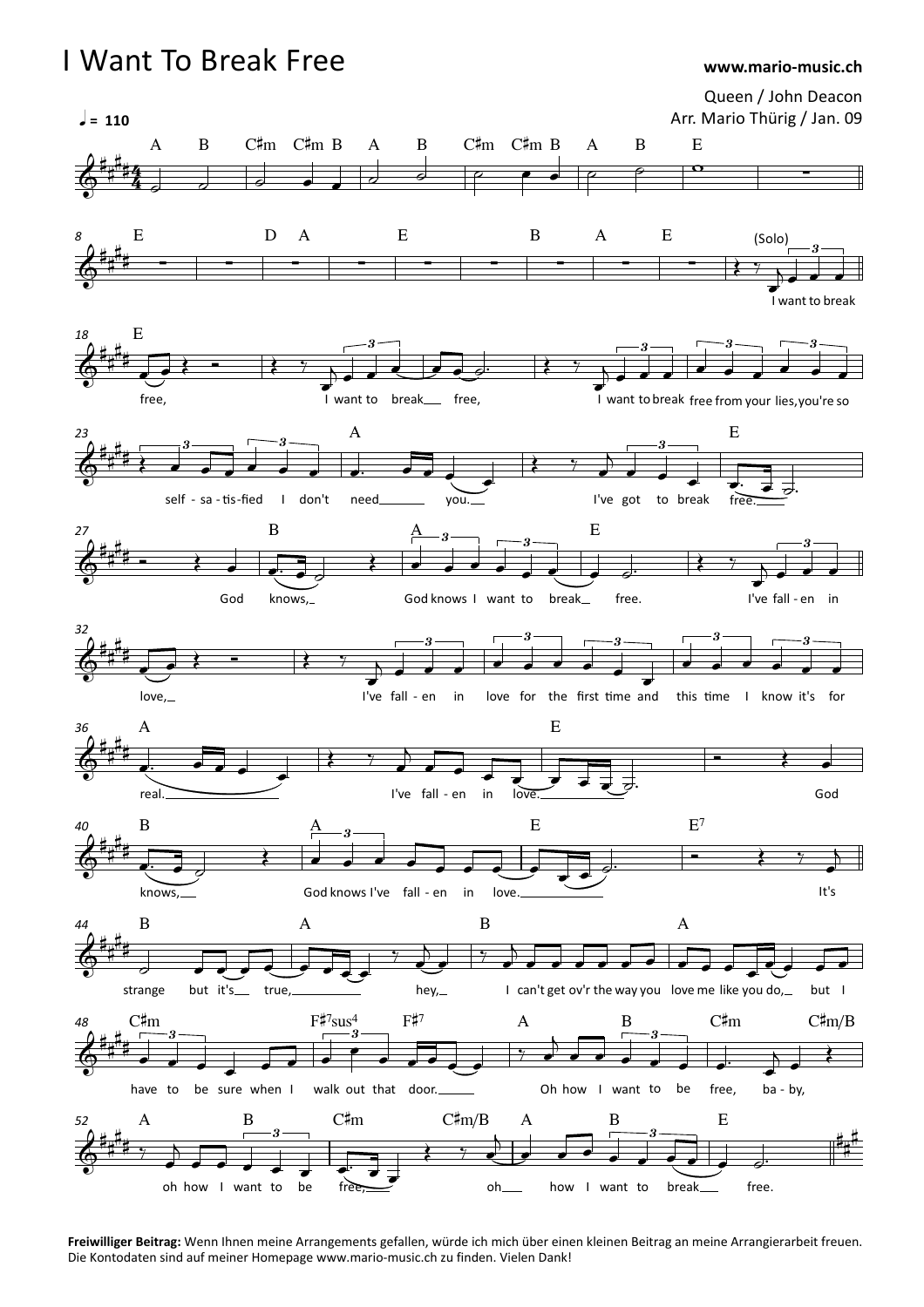# I Want To Break Free

**www.mario-music.ch**

Queen / John Deacon
Arr. Mario Thürig / Jan. 09

**Freiwilliger Beitrag:** Wenn Ihnen meine Arrangements gefallen, würde ich mich über einen kleinen Beitrag an meine Arrangierarbeit freuen. Die Kontodaten sind auf meiner Homepage www.mario-music.ch zu finden. Vielen Dank!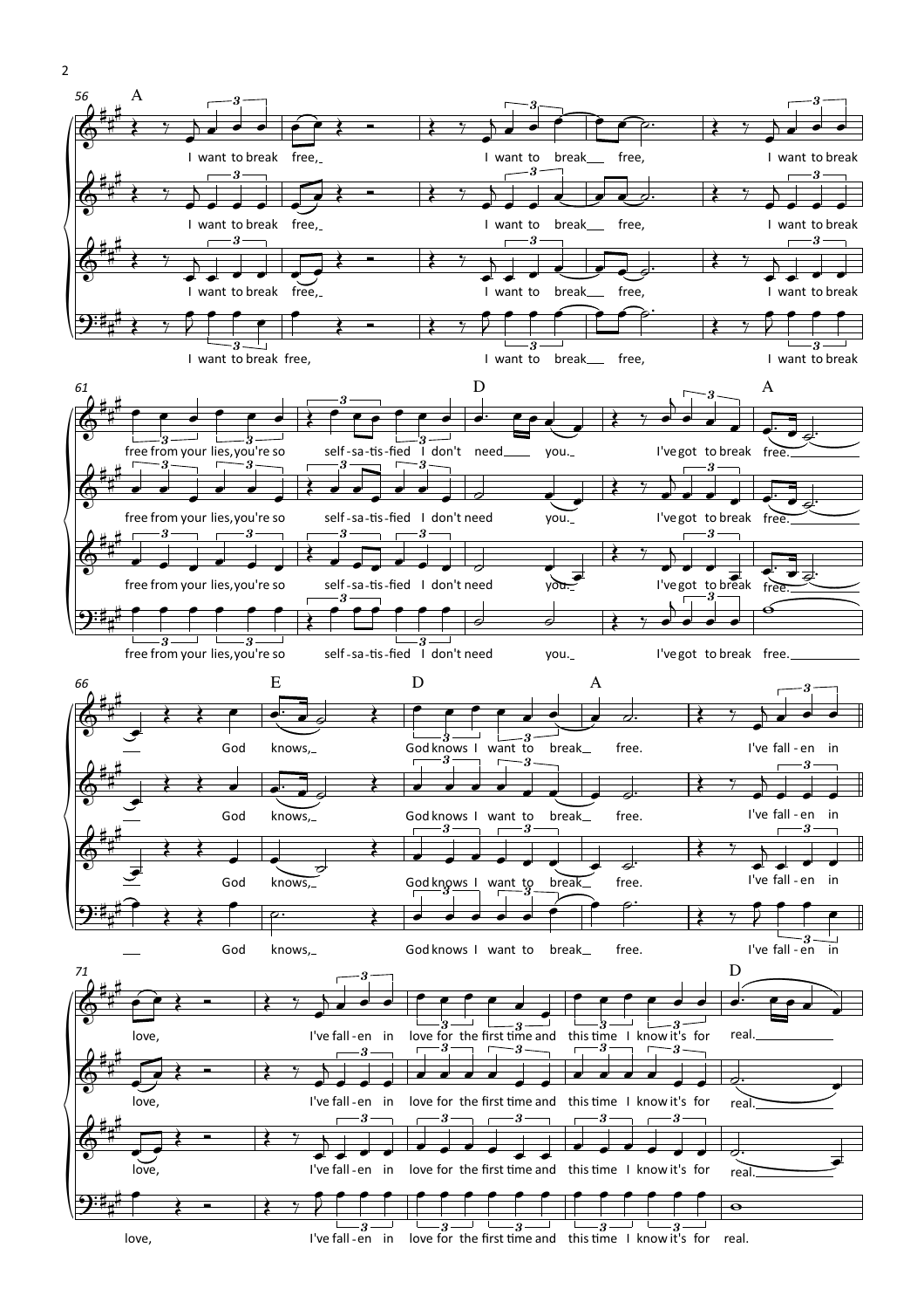56

A

I want to break free,
I want to break free,
I want to break

61

D A

free from your lies, you're so self-sa-tis-fied I don't need you.
I've got to break free.

66

E D A

God knows, God knows I want to break free.
I've fall-en in

71

D

love, I've fall-en in love for the first time and this time I know it's for real.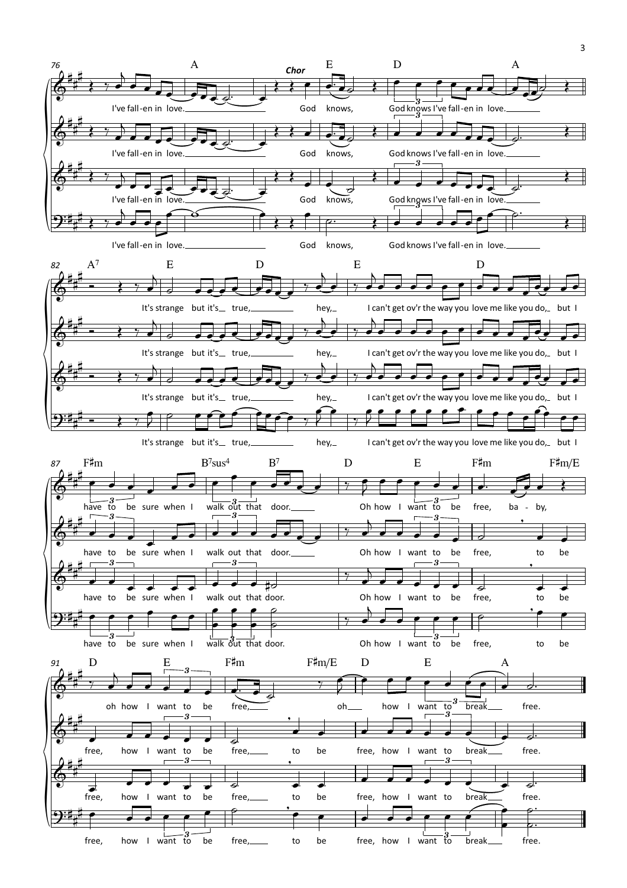76

A E D A

*Chor*

I've fall-en in love. God knows, God knows I've fall-en in love.

82

$A^7$ E D E D

It's strange but it's true, hey, I can't get ov'r the way you love me like you do, but I

87

F♯m $B^7sus^4$ $B^7$ D E F♯m F♯m/E

have to be sure when I walk out that door. Oh how I want to be free, ba - by,

have to be sure when I walk out that door. Oh how I want to be free, to be

91

D E F♯m F♯m/E D E A

oh how I want to be free, oh how I want to break free.

free, how I want to be free, to be free, how I want to break free.